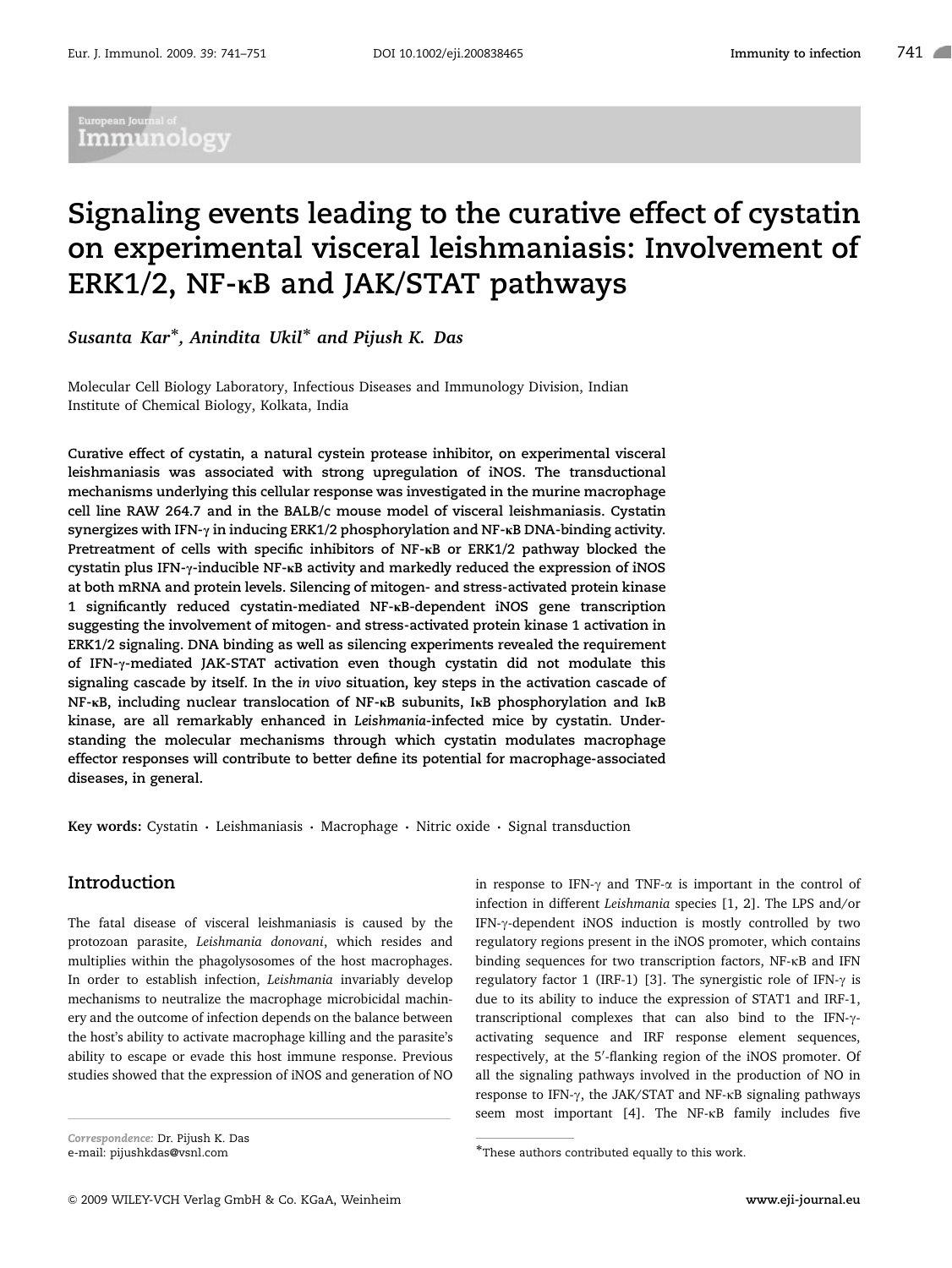# Signaling events leading to the curative effect of cystatin on experimental visceral leishmaniasis: Involvement of ERK1/2, NF-κB and JAK/STAT pathways

***Susanta Kar*, Anindita Ukil* and Pijush K. Das***

Molecular Cell Biology Laboratory, Infectious Diseases and Immunology Division, Indian Institute of Chemical Biology, Kolkata, India

**Curative effect of cystatin, a natural cystein protease inhibitor, on experimental visceral leishmaniasis was associated with strong upregulation of iNOS. The transductional mechanisms underlying this cellular response was investigated in the murine macrophage cell line RAW 264.7 and in the BALB/c mouse model of visceral leishmaniasis. Cystatin synergizes with IFN-γ in inducing ERK1/2 phosphorylation and NF-κB DNA-binding activity. Pretreatment of cells with specific inhibitors of NF-κB or ERK1/2 pathway blocked the cystatin plus IFN-γ-inducible NF-κB activity and markedly reduced the expression of iNOS at both mRNA and protein levels. Silencing of mitogen- and stress-activated protein kinase 1 significantly reduced cystatin-mediated NF-κB-dependent iNOS gene transcription suggesting the involvement of mitogen- and stress-activated protein kinase 1 activation in ERK1/2 signaling. DNA binding as well as silencing experiments revealed the requirement of IFN-γ-mediated JAK-STAT activation even though cystatin did not modulate this signaling cascade by itself. In the *in vivo* situation, key steps in the activation cascade of NF-κB, including nuclear translocation of NF-κB subunits, IκB phosphorylation and IκB kinase, are all remarkably enhanced in *Leishmania*-infected mice by cystatin. Understanding the molecular mechanisms through which cystatin modulates macrophage effector responses will contribute to better define its potential for macrophage-associated diseases, in general.**

**Key words:** Cystatin · Leishmaniasis · Macrophage · Nitric oxide · Signal transduction

## Introduction

The fatal disease of visceral leishmaniasis is caused by the protozoan parasite, *Leishmania donovani*, which resides and multiplies within the phagolysosomes of the host macrophages. In order to establish infection, *Leishmania* invariably develop mechanisms to neutralize the macrophage microbicidal machinery and the outcome of infection depends on the balance between the host's ability to activate macrophage killing and the parasite's ability to escape or evade this host immune response. Previous studies showed that the expression of iNOS and generation of NO in response to IFN-γ and TNF-α is important in the control of infection in different *Leishmania* species [1, 2]. The LPS and/or IFN-γ-dependent iNOS induction is mostly controlled by two regulatory regions present in the iNOS promoter, which contains binding sequences for two transcription factors, NF-κB and IFN regulatory factor 1 (IRF-1) [3]. The synergistic role of IFN-γ is due to its ability to induce the expression of STAT1 and IRF-1, transcriptional complexes that can also bind to the IFN-γ-activating sequence and IRF response element sequences, respectively, at the 5′-flanking region of the iNOS promoter. Of all the signaling pathways involved in the production of NO in response to IFN-γ, the JAK/STAT and NF-κB signaling pathways seem most important [4]. The NF-κB family includes five

*Correspondence:* Dr. Pijush K. Das
e-mail: pijushkdas@vsnl.com

*These authors contributed equally to this work.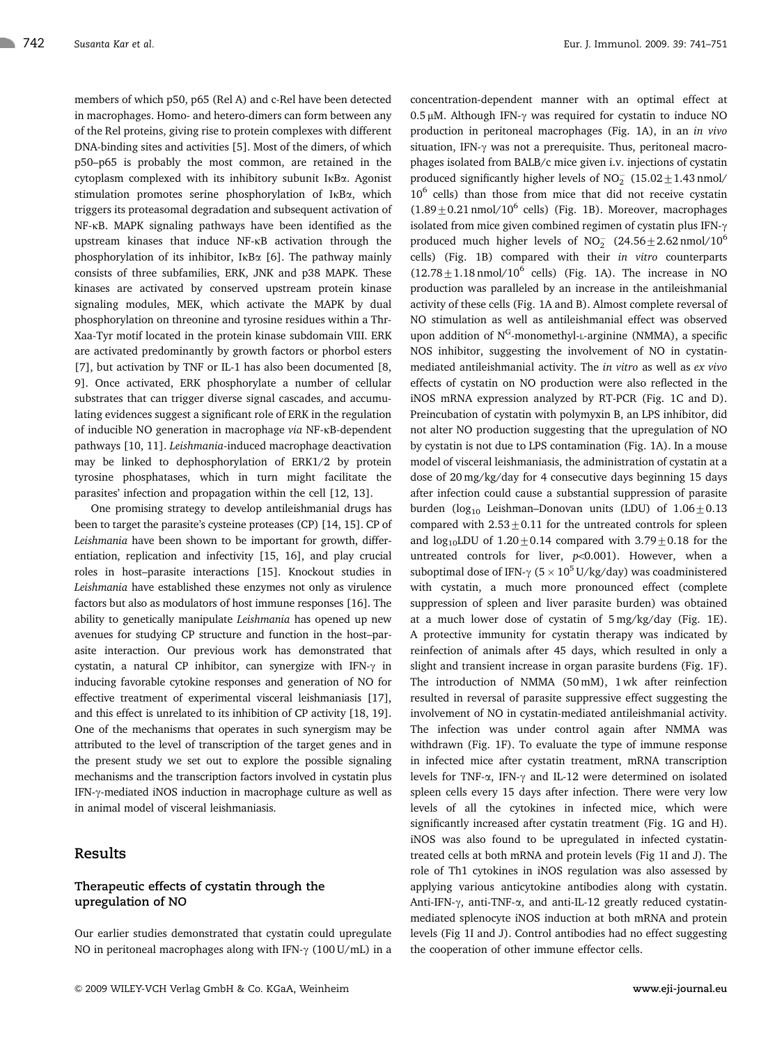members of which p50, p65 (Rel A) and c-Rel have been detected in macrophages. Homo- and hetero-dimers can form between any of the Rel proteins, giving rise to protein complexes with different DNA-binding sites and activities [5]. Most of the dimers, of which p50–p65 is probably the most common, are retained in the cytoplasm complexed with its inhibitory subunit IκBα. Agonist stimulation promotes serine phosphorylation of IκBα, which triggers its proteasomal degradation and subsequent activation of NF-κB. MAPK signaling pathways have been identified as the upstream kinases that induce NF-κB activation through the phosphorylation of its inhibitor, IκBα [6]. The pathway mainly consists of three subfamilies, ERK, JNK and p38 MAPK. These kinases are activated by conserved upstream protein kinase signaling modules, MEK, which activate the MAPK by dual phosphorylation on threonine and tyrosine residues within a Thr-Xaa-Tyr motif located in the protein kinase subdomain VIII. ERK are activated predominantly by growth factors or phorbol esters [7], but activation by TNF or IL-1 has also been documented [8, 9]. Once activated, ERK phosphorylate a number of cellular substrates that can trigger diverse signal cascades, and accumulating evidences suggest a significant role of ERK in the regulation of inducible NO generation in macrophage *via* NF-κB-dependent pathways [10, 11]. *Leishmania*-induced macrophage deactivation may be linked to dephosphorylation of ERK1/2 by protein tyrosine phosphatases, which in turn might facilitate the parasites' infection and propagation within the cell [12, 13].

One promising strategy to develop antileishmanial drugs has been to target the parasite's cysteine proteases (CP) [14, 15]. CP of *Leishmania* have been shown to be important for growth, differentiation, replication and infectivity [15, 16], and play crucial roles in host–parasite interactions [15]. Knockout studies in *Leishmania* have established these enzymes not only as virulence factors but also as modulators of host immune responses [16]. The ability to genetically manipulate *Leishmania* has opened up new avenues for studying CP structure and function in the host–parasite interaction. Our previous work has demonstrated that cystatin, a natural CP inhibitor, can synergize with IFN-γ in inducing favorable cytokine responses and generation of NO for effective treatment of experimental visceral leishmaniasis [17], and this effect is unrelated to its inhibition of CP activity [18, 19]. One of the mechanisms that operates in such synergism may be attributed to the level of transcription of the target genes and in the present study we set out to explore the possible signaling mechanisms and the transcription factors involved in cystatin plus IFN-γ-mediated iNOS induction in macrophage culture as well as in animal model of visceral leishmaniasis.

## Results

### Therapeutic effects of cystatin through the upregulation of NO

Our earlier studies demonstrated that cystatin could upregulate NO in peritoneal macrophages along with IFN-γ (100 U/mL) in a concentration-dependent manner with an optimal effect at 0.5 μM. Although IFN-γ was required for cystatin to induce NO production in peritoneal macrophages (Fig. 1A), in an *in vivo* situation, IFN-γ was not a prerequisite. Thus, peritoneal macrophages isolated from BALB/c mice given i.v. injections of cystatin produced significantly higher levels of $NO_2^-$ ($15.02 \pm 1.43$ nmol/$10^6$ cells) than those from mice that did not receive cystatin ($1.89 \pm 0.21$ nmol/$10^6$ cells) (Fig. 1B). Moreover, macrophages isolated from mice given combined regimen of cystatin plus IFN-γ produced much higher levels of $NO_2^-$ ($24.56 \pm 2.62$ nmol/$10^6$ cells) (Fig. 1B) compared with their *in vitro* counterparts ($12.78 \pm 1.18$ nmol/$10^6$ cells) (Fig. 1A). The increase in NO production was paralleled by an increase in the antileishmanial activity of these cells (Fig. 1A and B). Almost complete reversal of NO stimulation as well as antileishmanial effect was observed upon addition of $N^G$-monomethyl-L-arginine (NMMA), a specific NOS inhibitor, suggesting the involvement of NO in cystatin-mediated antileishmanial activity. The *in vitro* as well as *ex vivo* effects of cystatin on NO production were also reflected in the iNOS mRNA expression analyzed by RT-PCR (Fig. 1C and D). Preincubation of cystatin with polymyxin B, an LPS inhibitor, did not alter NO production suggesting that the upregulation of NO by cystatin is not due to LPS contamination (Fig. 1A). In a mouse model of visceral leishmaniasis, the administration of cystatin at a dose of 20 mg/kg/day for 4 consecutive days beginning 15 days after infection could cause a substantial suppression of parasite burden ($\log_{10}$ Leishman–Donovan units (LDU) of $1.06 \pm 0.13$ compared with $2.53 \pm 0.11$ for the untreated controls for spleen and $\log_{10}$LDU of $1.20 \pm 0.14$ compared with $3.79 \pm 0.18$ for the untreated controls for liver, $p < 0.001$). However, when a suboptimal dose of IFN-γ ($5 \times 10^5$ U/kg/day) was coadministered with cystatin, a much more pronounced effect (complete suppression of spleen and liver parasite burden) was obtained at a much lower dose of cystatin of 5 mg/kg/day (Fig. 1E). A protective immunity for cystatin therapy was indicated by reinfection of animals after 45 days, which resulted in only a slight and transient increase in organ parasite burdens (Fig. 1F). The introduction of NMMA (50 mM), 1 wk after reinfection resulted in reversal of parasite suppressive effect suggesting the involvement of NO in cystatin-mediated antileishmanial activity. The infection was under control again after NMMA was withdrawn (Fig. 1F). To evaluate the type of immune response in infected mice after cystatin treatment, mRNA transcription levels for TNF-α, IFN-γ and IL-12 were determined on isolated spleen cells every 15 days after infection. There were very low levels of all the cytokines in infected mice, which were significantly increased after cystatin treatment (Fig. 1G and H). iNOS was also found to be upregulated in infected cystatin-treated cells at both mRNA and protein levels (Fig 1I and J). The role of Th1 cytokines in iNOS regulation was also assessed by applying various anticytokine antibodies along with cystatin. Anti-IFN-γ, anti-TNF-α, and anti-IL-12 greatly reduced cystatin-mediated splenocyte iNOS induction at both mRNA and protein levels (Fig 1I and J). Control antibodies had no effect suggesting the cooperation of other immune effector cells.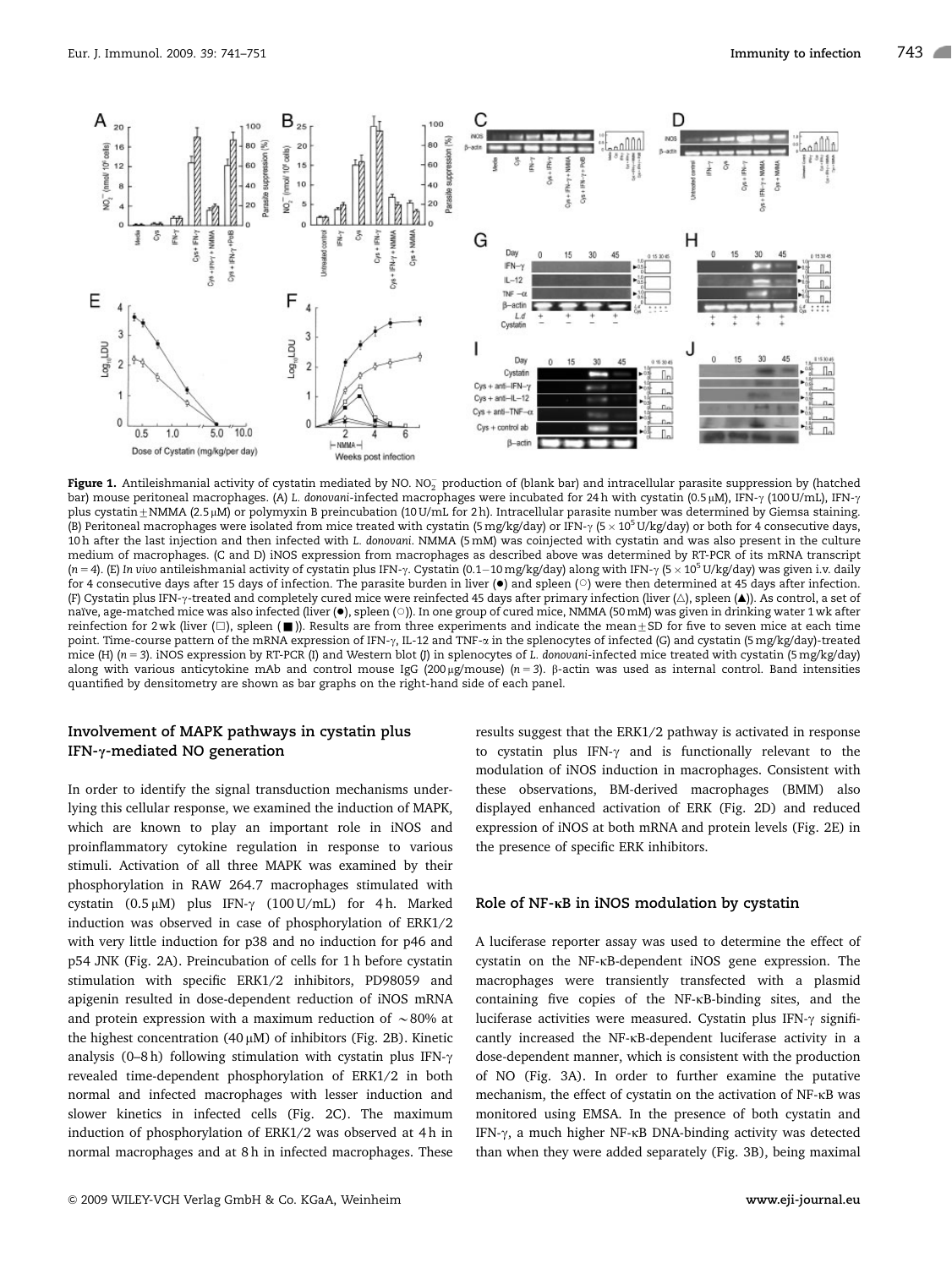**Figure 1.** Antileishmanial activity of cystatin mediated by NO. $NO_2^-$ production of (blank bar) and intracellular parasite suppression by (hatched bar) mouse peritoneal macrophages. (A) *L. donovani*-infected macrophages were incubated for 24 h with cystatin (0.5 μM), IFN-γ (100 U/mL), IFN-γ plus cystatin±NMMA (2.5 μM) or polymyxin B preincubation (10 U/mL for 2 h). Intracellular parasite number was determined by Giemsa staining. (B) Peritoneal macrophages were isolated from mice treated with cystatin (5 mg/kg/day) or IFN-γ ($5 \times 10^5$ U/kg/day) or both for 4 consecutive days, 10 h after the last injection and then infected with *L. donovani*. NMMA (5 mM) was coinjected with cystatin and was also present in the culture medium of macrophages. (C and D) iNOS expression from macrophages as described above was determined by RT-PCR of its mRNA transcript ($n = 4$). (E) *In vivo* antileishmanial activity of cystatin plus IFN-γ. Cystatin (0.1–10 mg/kg/day) along with IFN-γ ($5 \times 10^5$ U/kg/day) was given i.v. daily for 4 consecutive days after 15 days of infection. The parasite burden in liver (●) and spleen (○) were then determined at 45 days after infection. (F) Cystatin plus IFN-γ-treated and completely cured mice were reinfected 45 days after primary infection (liver (△), spleen (▲)). As control, a set of naïve, age-matched mice was also infected (liver (●), spleen (○)). In one group of cured mice, NMMA (50 mM) was given in drinking water 1 wk after reinfection for 2 wk (liver (□), spleen (■)). Results are from three experiments and indicate the mean±SD for five to seven mice at each time point. Time-course pattern of the mRNA expression of IFN-γ, IL-12 and TNF-α in the splenocytes of infected (G) and cystatin (5 mg/kg/day)-treated mice (H) ($n = 3$). iNOS expression by RT-PCR (I) and Western blot (J) in splenocytes of *L. donovani*-infected mice treated with cystatin (5 mg/kg/day) along with various anticytokine mAb and control mouse IgG (200 μg/mouse) ($n = 3$). β-actin was used as internal control. Band intensities quantified by densitometry are shown as bar graphs on the right-hand side of each panel.

### Involvement of MAPK pathways in cystatin plus IFN-γ-mediated NO generation

In order to identify the signal transduction mechanisms underlying this cellular response, we examined the induction of MAPK, which are known to play an important role in iNOS and proinflammatory cytokine regulation in response to various stimuli. Activation of all three MAPK was examined by their phosphorylation in RAW 264.7 macrophages stimulated with cystatin (0.5 μM) plus IFN-γ (100 U/mL) for 4 h. Marked induction was observed in case of phosphorylation of ERK1/2 with very little induction for p38 and no induction for p46 and p54 JNK (Fig. 2A). Preincubation of cells for 1 h before cystatin stimulation with specific ERK1/2 inhibitors, PD98059 and apigenin resulted in dose-dependent reduction of iNOS mRNA and protein expression with a maximum reduction of ~80% at the highest concentration (40 μM) of inhibitors (Fig. 2B). Kinetic analysis (0–8 h) following stimulation with cystatin plus IFN-γ revealed time-dependent phosphorylation of ERK1/2 in both normal and infected macrophages with lesser induction and slower kinetics in infected cells (Fig. 2C). The maximum induction of phosphorylation of ERK1/2 was observed at 4 h in normal macrophages and at 8 h in infected macrophages. These results suggest that the ERK1/2 pathway is activated in response to cystatin plus IFN-γ and is functionally relevant to the modulation of iNOS induction in macrophages. Consistent with these observations, BM-derived macrophages (BMM) also displayed enhanced activation of ERK (Fig. 2D) and reduced expression of iNOS at both mRNA and protein levels (Fig. 2E) in the presence of specific ERK inhibitors.

### Role of NF-κB in iNOS modulation by cystatin

A luciferase reporter assay was used to determine the effect of cystatin on the NF-κB-dependent iNOS gene expression. The macrophages were transiently transfected with a plasmid containing five copies of the NF-κB-binding sites, and the luciferase activities were measured. Cystatin plus IFN-γ significantly increased the NF-κB-dependent luciferase activity in a dose-dependent manner, which is consistent with the production of NO (Fig. 3A). In order to further examine the putative mechanism, the effect of cystatin on the activation of NF-κB was monitored using EMSA. In the presence of both cystatin and IFN-γ, a much higher NF-κB DNA-binding activity was detected than when they were added separately (Fig. 3B), being maximal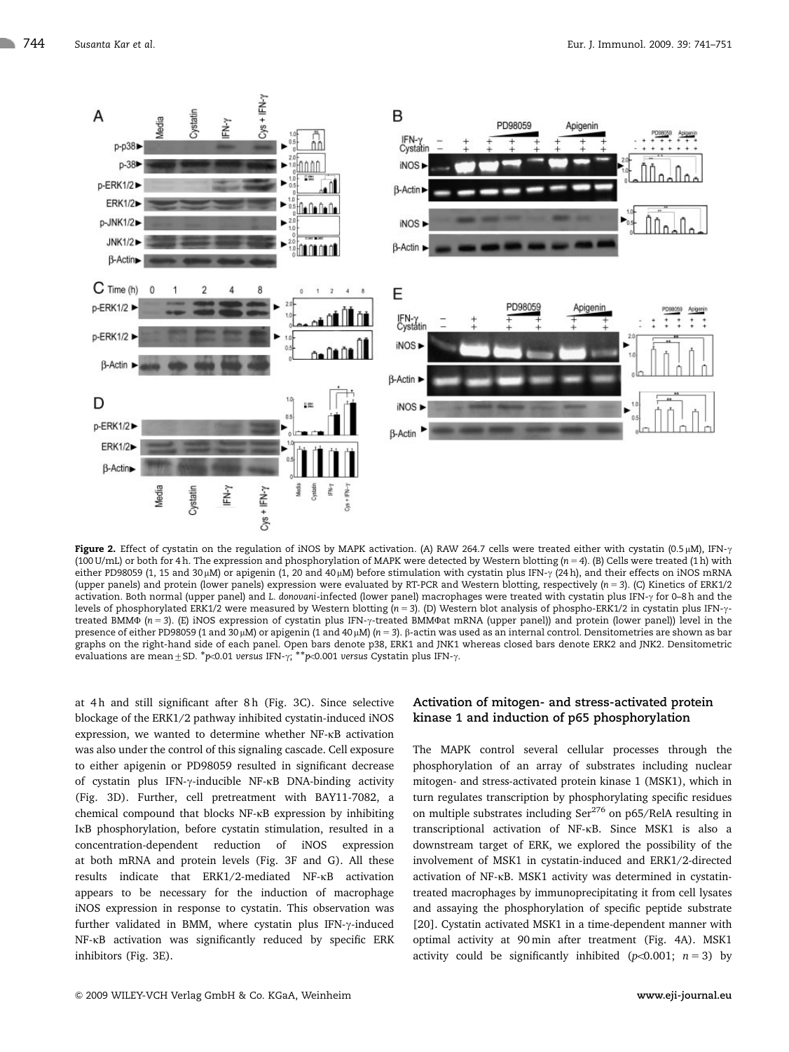**Figure 2.** Effect of cystatin on the regulation of iNOS by MAPK activation. (A) RAW 264.7 cells were treated either with cystatin (0.5 μM), IFN-γ (100 U/mL) or both for 4 h. The expression and phosphorylation of MAPK were detected by Western blotting ($n = 4$). (B) Cells were treated (1 h) with either PD98059 (1, 15 and 30 μM) or apigenin (1, 20 and 40 μM) before stimulation with cystatin plus IFN-γ (24 h), and their effects on iNOS mRNA (upper panels) and protein (lower panels) expression were evaluated by RT-PCR and Western blotting, respectively ($n = 3$). (C) Kinetics of ERK1/2 activation. Both normal (upper panel) and *L. donovani*-infected (lower panel) macrophages were treated with cystatin plus IFN-γ for 0–8 h and the levels of phosphorylated ERK1/2 were measured by Western blotting ($n = 3$). (D) Western blot analysis of phospho-ERK1/2 in cystatin plus IFN-γ-treated BMMΦ ($n = 3$). (E) iNOS expression of cystatin plus IFN-γ-treated BMMΦat mRNA (upper panel)) and protein (lower panel)) level in the presence of either PD98059 (1 and 30 μM) or apigenin (1 and 40 μM) ($n = 3$). β-actin was used as an internal control. Densitometries are shown as bar graphs on the right-hand side of each panel. Open bars denote p38, ERK1 and JNK1 whereas closed bars denote ERK2 and JNK2. Densitometric evaluations are mean ± SD. *$p<0.01$ *versus* IFN-γ; **$p<0.001$ *versus* Cystatin plus IFN-γ.

at 4 h and still significant after 8 h (Fig. 3C). Since selective blockage of the ERK1/2 pathway inhibited cystatin-induced iNOS expression, we wanted to determine whether NF-κB activation was also under the control of this signaling cascade. Cell exposure to either apigenin or PD98059 resulted in significant decrease of cystatin plus IFN-γ-inducible NF-κB DNA-binding activity (Fig. 3D). Further, cell pretreatment with BAY11-7082, a chemical compound that blocks NF-κB expression by inhibiting IκB phosphorylation, before cystatin stimulation, resulted in a concentration-dependent reduction of iNOS expression at both mRNA and protein levels (Fig. 3F and G). All these results indicate that ERK1/2-mediated NF-κB activation appears to be necessary for the induction of macrophage iNOS expression in response to cystatin. This observation was further validated in BMM, where cystatin plus IFN-γ-induced NF-κB activation was significantly reduced by specific ERK inhibitors (Fig. 3E).

### Activation of mitogen- and stress-activated protein kinase 1 and induction of p65 phosphorylation

The MAPK control several cellular processes through the phosphorylation of an array of substrates including nuclear mitogen- and stress-activated protein kinase 1 (MSK1), which in turn regulates transcription by phosphorylating specific residues on multiple substrates including Ser$^{276}$ on p65/RelA resulting in transcriptional activation of NF-κB. Since MSK1 is also a downstream target of ERK, we explored the possibility of the involvement of MSK1 in cystatin-induced and ERK1/2-directed activation of NF-κB. MSK1 activity was determined in cystatin-treated macrophages by immunoprecipitating it from cell lysates and assaying the phosphorylation of specific peptide substrate [20]. Cystatin activated MSK1 in a time-dependent manner with optimal activity at 90 min after treatment (Fig. 4A). MSK1 activity could be significantly inhibited ($p<0.001$; $n = 3$) by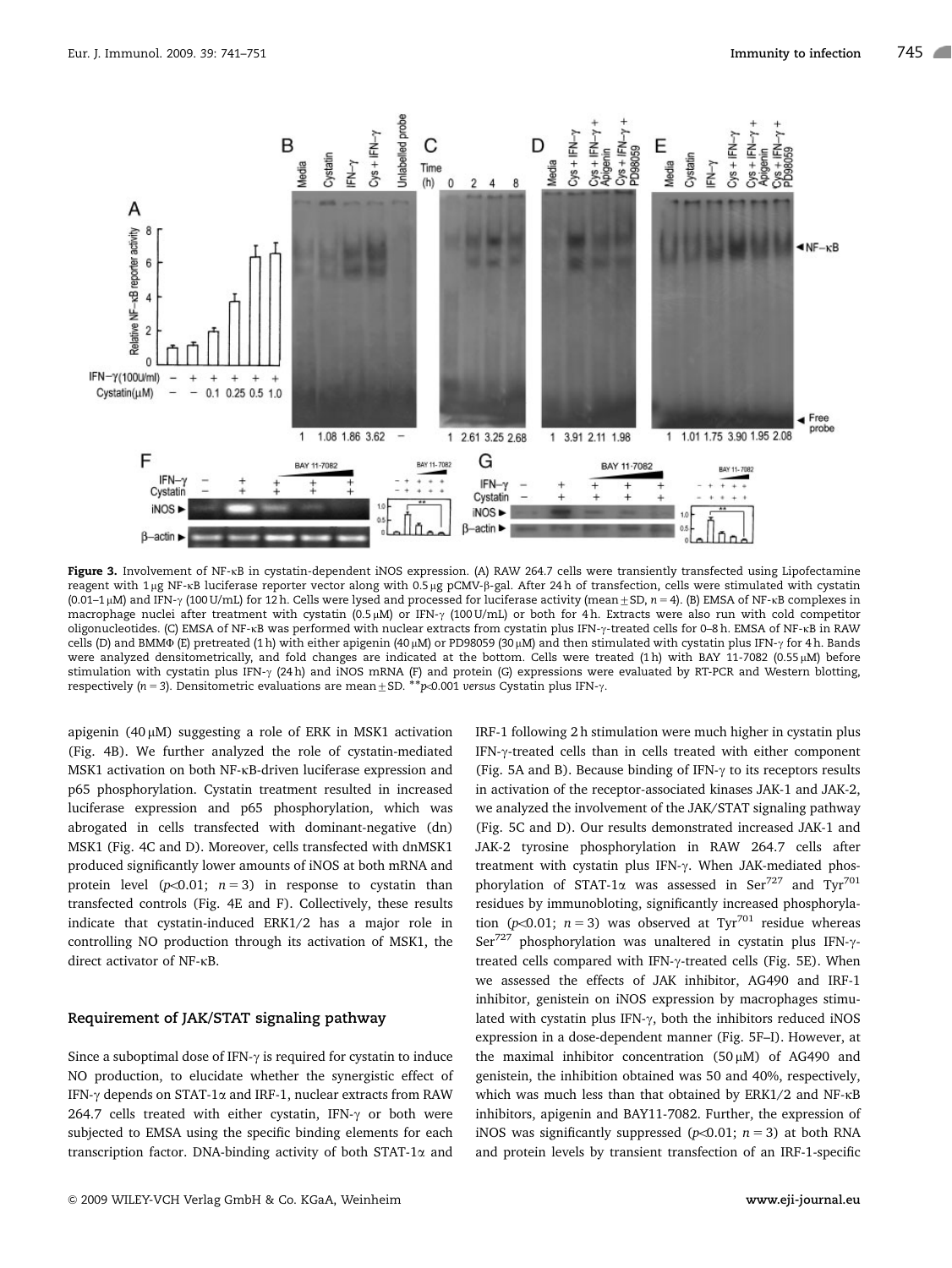**Figure 3.** Involvement of NF-κB in cystatin-dependent iNOS expression. (A) RAW 264.7 cells were transiently transfected using Lipofectamine reagent with 1 μg NF-κB luciferase reporter vector along with 0.5 μg pCMV-β-gal. After 24 h of transfection, cells were stimulated with cystatin (0.01–1 μM) and IFN-γ (100 U/mL) for 12 h. Cells were lysed and processed for luciferase activity (mean ± SD, $n = 4$). (B) EMSA of NF-κB complexes in macrophage nuclei after treatment with cystatin (0.5 μM) or IFN-γ (100 U/mL) or both for 4 h. Extracts were also run with cold competitor oligonucleotides. (C) EMSA of NF-κB was performed with nuclear extracts from cystatin plus IFN-γ-treated cells for 0–8 h. EMSA of NF-κB in RAW cells (D) and BMMΦ (E) pretreated (1 h) with either apigenin (40 μM) or PD98059 (30 μM) and then stimulated with cystatin plus IFN-γ for 4 h. Bands were analyzed densitometrically, and fold changes are indicated at the bottom. Cells were treated (1 h) with BAY 11-7082 (0.55 μM) before stimulation with cystatin plus IFN-γ (24 h) and iNOS mRNA (F) and protein (G) expressions were evaluated by RT-PCR and Western blotting, respectively ($n = 3$). Densitometric evaluations are mean ± SD. $^{**}p < 0.001$ *versus* Cystatin plus IFN-γ.

apigenin (40 μM) suggesting a role of ERK in MSK1 activation (Fig. 4B). We further analyzed the role of cystatin-mediated MSK1 activation on both NF-κB-driven luciferase expression and p65 phosphorylation. Cystatin treatment resulted in increased luciferase expression and p65 phosphorylation, which was abrogated in cells transfected with dominant-negative (dn) MSK1 (Fig. 4C and D). Moreover, cells transfected with dnMSK1 produced significantly lower amounts of iNOS at both mRNA and protein level ($p < 0.01$; $n = 3$) in response to cystatin than transfected controls (Fig. 4E and F). Collectively, these results indicate that cystatin-induced ERK1/2 has a major role in controlling NO production through its activation of MSK1, the direct activator of NF-κB.

### Requirement of JAK/STAT signaling pathway

Since a suboptimal dose of IFN-γ is required for cystatin to induce NO production, to elucidate whether the synergistic effect of IFN-γ depends on STAT-1α and IRF-1, nuclear extracts from RAW 264.7 cells treated with either cystatin, IFN-γ or both were subjected to EMSA using the specific binding elements for each transcription factor. DNA-binding activity of both STAT-1α and IRF-1 following 2 h stimulation were much higher in cystatin plus IFN-γ-treated cells than in cells treated with either component (Fig. 5A and B). Because binding of IFN-γ to its receptors results in activation of the receptor-associated kinases JAK-1 and JAK-2, we analyzed the involvement of the JAK/STAT signaling pathway (Fig. 5C and D). Our results demonstrated increased JAK-1 and JAK-2 tyrosine phosphorylation in RAW 264.7 cells after treatment with cystatin plus IFN-γ. When JAK-mediated phosphorylation of STAT-1α was assessed in $Ser^{727}$ and $Tyr^{701}$ residues by immunobloting, significantly increased phosphorylation ($p < 0.01$; $n = 3$) was observed at $Tyr^{701}$ residue whereas $Ser^{727}$ phosphorylation was unaltered in cystatin plus IFN-γ-treated cells compared with IFN-γ-treated cells (Fig. 5E). When we assessed the effects of JAK inhibitor, AG490 and IRF-1 inhibitor, genistein on iNOS expression by macrophages stimulated with cystatin plus IFN-γ, both the inhibitors reduced iNOS expression in a dose-dependent manner (Fig. 5F–I). However, at the maximal inhibitor concentration (50 μM) of AG490 and genistein, the inhibition obtained was 50 and 40%, respectively, which was much less than that obtained by ERK1/2 and NF-κB inhibitors, apigenin and BAY11-7082. Further, the expression of iNOS was significantly suppressed ($p < 0.01$; $n = 3$) at both RNA and protein levels by transient transfection of an IRF-1-specific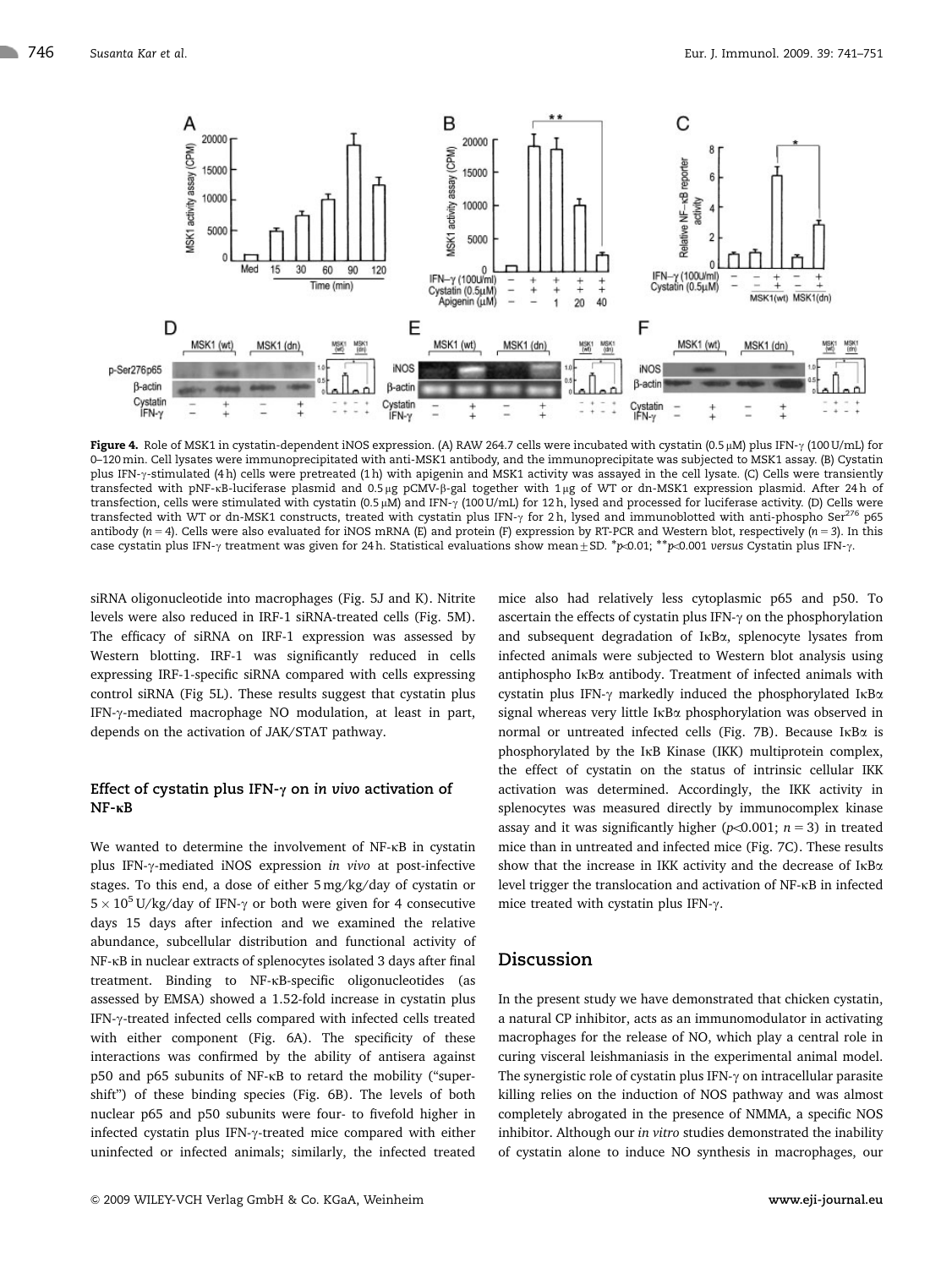**Figure 4.** Role of MSK1 in cystatin-dependent iNOS expression. (A) RAW 264.7 cells were incubated with cystatin (0.5 μM) plus IFN-γ (100 U/mL) for 0–120 min. Cell lysates were immunoprecipitated with anti-MSK1 antibody, and the immunoprecipitate was subjected to MSK1 assay. (B) Cystatin plus IFN-γ-stimulated (4 h) cells were pretreated (1 h) with apigenin and MSK1 activity was assayed in the cell lysate. (C) Cells were transiently transfected with pNF-κB-luciferase plasmid and 0.5 μg pCMV-β-gal together with 1 μg of WT or dn-MSK1 expression plasmid. After 24 h of transfection, cells were stimulated with cystatin (0.5 μM) and IFN-γ (100 U/mL) for 12 h, lysed and processed for luciferase activity. (D) Cells were transfected with WT or dn-MSK1 constructs, treated with cystatin plus IFN-γ for 2 h, lysed and immunoblotted with anti-phospho Ser[276] p65 antibody ($n = 4$). Cells were also evaluated for iNOS mRNA (E) and protein (F) expression by RT-PCR and Western blot, respectively ($n = 3$). In this case cystatin plus IFN-γ treatment was given for 24 h. Statistical evaluations show mean ± SD. *$p<0.01$; **$p<0.001$ *versus* Cystatin plus IFN-γ.

siRNA oligonucleotide into macrophages (Fig. 5J and K). Nitrite levels were also reduced in IRF-1 siRNA-treated cells (Fig. 5M). The efficacy of siRNA on IRF-1 expression was assessed by Western blotting. IRF-1 was significantly reduced in cells expressing IRF-1-specific siRNA compared with cells expressing control siRNA (Fig 5L). These results suggest that cystatin plus IFN-γ-mediated macrophage NO modulation, at least in part, depends on the activation of JAK/STAT pathway.

### Effect of cystatin plus IFN-γ on *in vivo* activation of NF-κB

We wanted to determine the involvement of NF-κB in cystatin plus IFN-γ-mediated iNOS expression *in vivo* at post-infective stages. To this end, a dose of either 5 mg/kg/day of cystatin or $5 \times 10^5$ U/kg/day of IFN-γ or both were given for 4 consecutive days 15 days after infection and we examined the relative abundance, subcellular distribution and functional activity of NF-κB in nuclear extracts of splenocytes isolated 3 days after final treatment. Binding to NF-κB-specific oligonucleotides (as assessed by EMSA) showed a 1.52-fold increase in cystatin plus IFN-γ-treated infected cells compared with infected cells treated with either component (Fig. 6A). The specificity of these interactions was confirmed by the ability of antisera against p50 and p65 subunits of NF-κB to retard the mobility ("super-shift") of these binding species (Fig. 6B). The levels of both nuclear p65 and p50 subunits were four- to fivefold higher in infected cystatin plus IFN-γ-treated mice compared with either uninfected or infected animals; similarly, the infected treated mice also had relatively less cytoplasmic p65 and p50. To ascertain the effects of cystatin plus IFN-γ on the phosphorylation and subsequent degradation of IκBα, splenocyte lysates from infected animals were subjected to Western blot analysis using antiphospho IκBα antibody. Treatment of infected animals with cystatin plus IFN-γ markedly induced the phosphorylated IκBα signal whereas very little IκBα phosphorylation was observed in normal or untreated infected cells (Fig. 7B). Because IκBα is phosphorylated by the IκB Kinase (IKK) multiprotein complex, the effect of cystatin on the status of intrinsic cellular IKK activation was determined. Accordingly, the IKK activity in splenocytes was measured directly by immunocomplex kinase assay and it was significantly higher ($p<0.001$; $n = 3$) in treated mice than in untreated and infected mice (Fig. 7C). These results show that the increase in IKK activity and the decrease of IκBα level trigger the translocation and activation of NF-κB in infected mice treated with cystatin plus IFN-γ.

## Discussion

In the present study we have demonstrated that chicken cystatin, a natural CP inhibitor, acts as an immunomodulator in activating macrophages for the release of NO, which play a central role in curing visceral leishmaniasis in the experimental animal model. The synergistic role of cystatin plus IFN-γ on intracellular parasite killing relies on the induction of NOS pathway and was almost completely abrogated in the presence of NMMA, a specific NOS inhibitor. Although our *in vitro* studies demonstrated the inability of cystatin alone to induce NO synthesis in macrophages, our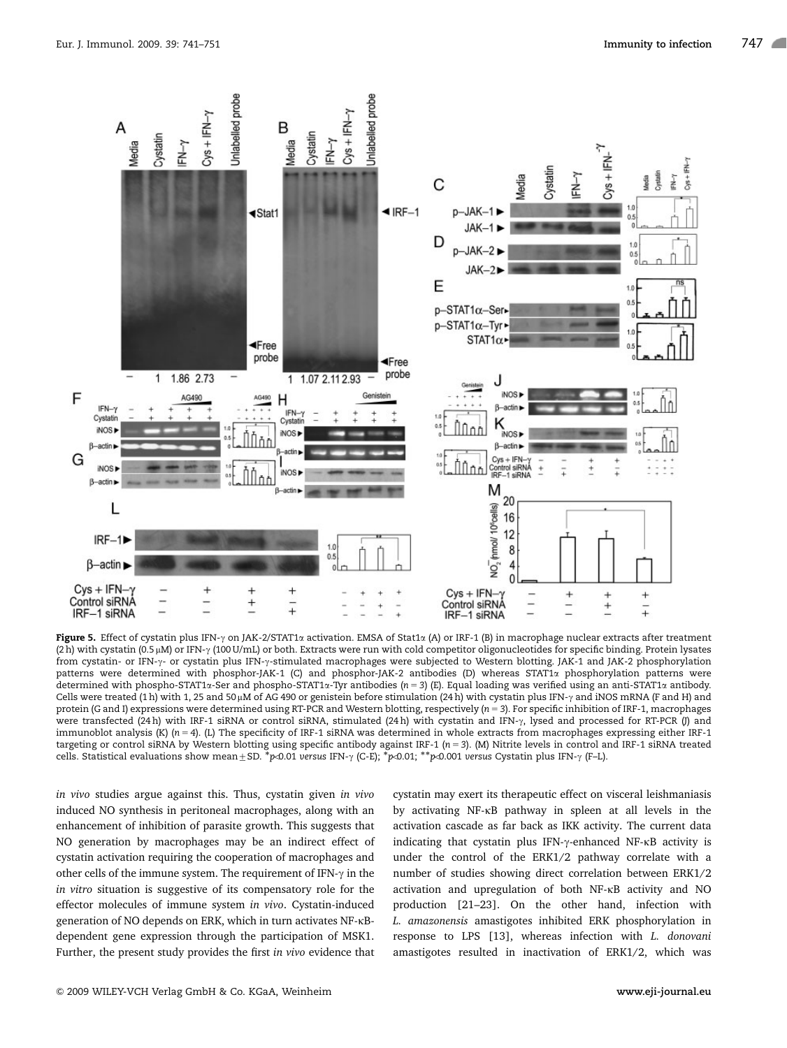**Figure 5.** Effect of cystatin plus IFN-γ on JAK-2/STAT1α activation. EMSA of Stat1α (A) or IRF-1 (B) in macrophage nuclear extracts after treatment (2 h) with cystatin (0.5 μM) or IFN-γ (100 U/mL) or both. Extracts were run with cold competitor oligonucleotides for specific binding. Protein lysates from cystatin- or IFN-γ- or cystatin plus IFN-γ-stimulated macrophages were subjected to Western blotting. JAK-1 and JAK-2 phosphorylation patterns were determined with phosphor-JAK-1 (C) and phosphor-JAK-2 antibodies (D) whereas STAT1α phosphorylation patterns were determined with phospho-STAT1α-Ser and phospho-STAT1α-Tyr antibodies ($n = 3$) (E). Equal loading was verified using an anti-STAT1α antibody. Cells were treated (1 h) with 1, 25 and 50 μM of AG 490 or genistein before stimulation (24 h) with cystatin plus IFN-γ and iNOS mRNA (F and H) and protein (G and I) expressions were determined using RT-PCR and Western blotting, respectively ($n = 3$). For specific inhibition of IRF-1, macrophages were transfected (24 h) with IRF-1 siRNA or control siRNA, stimulated (24 h) with cystatin and IFN-γ, lysed and processed for RT-PCR (J) and immunoblot analysis (K) ($n = 4$). (L) The specificity of IRF-1 siRNA was determined in whole extracts from macrophages expressing either IRF-1 targeting or control siRNA by Western blotting using specific antibody against IRF-1 ($n = 3$). (M) Nitrite levels in control and IRF-1 siRNA treated cells. Statistical evaluations show mean ± SD. *$p < 0.01$ *versus* IFN-γ (C-E); *$p < 0.01$; **$p < 0.001$ *versus* Cystatin plus IFN-γ (F–L).

*in vivo* studies argue against this. Thus, cystatin given *in vivo* induced NO synthesis in peritoneal macrophages, along with an enhancement of inhibition of parasite growth. This suggests that NO generation by macrophages may be an indirect effect of cystatin activation requiring the cooperation of macrophages and other cells of the immune system. The requirement of IFN-γ in the *in vitro* situation is suggestive of its compensatory role for the effector molecules of immune system *in vivo*. Cystatin-induced generation of NO depends on ERK, which in turn activates NF-κB-dependent gene expression through the participation of MSK1. Further, the present study provides the first *in vivo* evidence that cystatin may exert its therapeutic effect on visceral leishmaniasis by activating NF-κB pathway in spleen at all levels in the activation cascade as far back as IKK activity. The current data indicating that cystatin plus IFN-γ-enhanced NF-κB activity is under the control of the ERK1/2 pathway correlate with a number of studies showing direct correlation between ERK1/2 activation and upregulation of both NF-κB activity and NO production [21–23]. On the other hand, infection with *L. amazonensis* amastigotes inhibited ERK phosphorylation in response to LPS [13], whereas infection with *L. donovani* amastigotes resulted in inactivation of ERK1/2, which was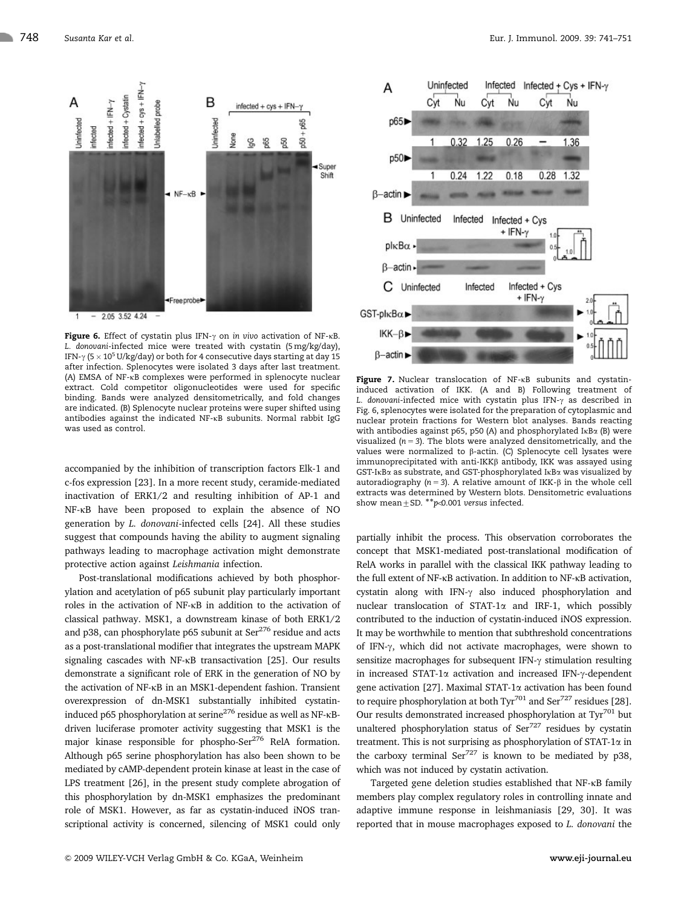**Figure 6.** Effect of cystatin plus IFN-γ on *in vivo* activation of NF-κB. *L. donovani*-infected mice were treated with cystatin (5 mg/kg/day), IFN-γ ($5 \times 10^5$ U/kg/day) or both for 4 consecutive days starting at day 15 after infection. Splenocytes were isolated 3 days after last treatment. (A) EMSA of NF-κB complexes were performed in splenocyte nuclear extract. Cold competitor oligonucleotides were used for specific binding. Bands were analyzed densitometrically, and fold changes are indicated. (B) Splenocyte nuclear proteins were super shifted using antibodies against the indicated NF-κB subunits. Normal rabbit IgG was used as control.

**Figure 7.** Nuclear translocation of NF-κB subunits and cystatin-induced activation of IKK. (A and B) Following treatment of *L. donovani*-infected mice with cystatin plus IFN-γ as described in Fig. 6, splenocytes were isolated for the preparation of cytoplasmic and nuclear protein fractions for Western blot analyses. Bands reacting with antibodies against p65, p50 (A) and phosphorylated IκBα (B) were visualized ($n = 3$). The blots were analyzed densitometrically, and the values were normalized to β-actin. (C) Splenocyte cell lysates were immunoprecipitated with anti-IKKβ antibody, IKK was assayed using GST-IκBα as substrate, and GST-phosphorylated IκBα was visualized by autoradiography ($n = 3$). A relative amount of IKK-β in the whole cell extracts was determined by Western blots. Densitometric evaluations show mean ± SD. \*\*$p < 0.001$ *versus* infected.

accompanied by the inhibition of transcription factors Elk-1 and c-fos expression [23]. In a more recent study, ceramide-mediated inactivation of ERK1/2 and resulting inhibition of AP-1 and NF-κB have been proposed to explain the absence of NO generation by *L. donovani*-infected cells [24]. All these studies suggest that compounds having the ability to augment signaling pathways leading to macrophage activation might demonstrate protective action against *Leishmania* infection.

Post-translational modifications achieved by both phosphorylation and acetylation of p65 subunit play particularly important roles in the activation of NF-κB in addition to the activation of classical pathway. MSK1, a downstream kinase of both ERK1/2 and p38, can phosphorylate p65 subunit at $Ser^{276}$ residue and acts as a post-translational modifier that integrates the upstream MAPK signaling cascades with NF-κB transactivation [25]. Our results demonstrate a significant role of ERK in the generation of NO by the activation of NF-κB in an MSK1-dependent fashion. Transient overexpression of dn-MSK1 substantially inhibited cystatin-induced p65 phosphorylation at $serine^{276}$ residue as well as NF-κB-driven luciferase promoter activity suggesting that MSK1 is the major kinase responsible for phospho-$Ser^{276}$ RelA formation. Although p65 serine phosphorylation has also been shown to be mediated by cAMP-dependent protein kinase at least in the case of LPS treatment [26], in the present study complete abrogation of this phosphorylation by dn-MSK1 emphasizes the predominant role of MSK1. However, as far as cystatin-induced iNOS transcriptional activity is concerned, silencing of MSK1 could only partially inhibit the process. This observation corroborates the concept that MSK1-mediated post-translational modification of RelA works in parallel with the classical IKK pathway leading to the full extent of NF-κB activation. In addition to NF-κB activation, cystatin along with IFN-γ also induced phosphorylation and nuclear translocation of STAT-1α and IRF-1, which possibly contributed to the induction of cystatin-induced iNOS expression. It may be worthwhile to mention that subthreshold concentrations of IFN-γ, which did not activate macrophages, were shown to sensitize macrophages for subsequent IFN-γ stimulation resulting in increased STAT-1α activation and increased IFN-γ-dependent gene activation [27]. Maximal STAT-1α activation has been found to require phosphorylation at both $Tyr^{701}$ and $Ser^{727}$ residues [28]. Our results demonstrated increased phosphorylation at $Tyr^{701}$ but unaltered phosphorylation status of $Ser^{727}$ residues by cystatin treatment. This is not surprising as phosphorylation of STAT-1α in the carboxy terminal $Ser^{727}$ is known to be mediated by p38, which was not induced by cystatin activation.

Targeted gene deletion studies established that NF-κB family members play complex regulatory roles in controlling innate and adaptive immune response in leishmaniasis [29, 30]. It was reported that in mouse macrophages exposed to *L. donovani* the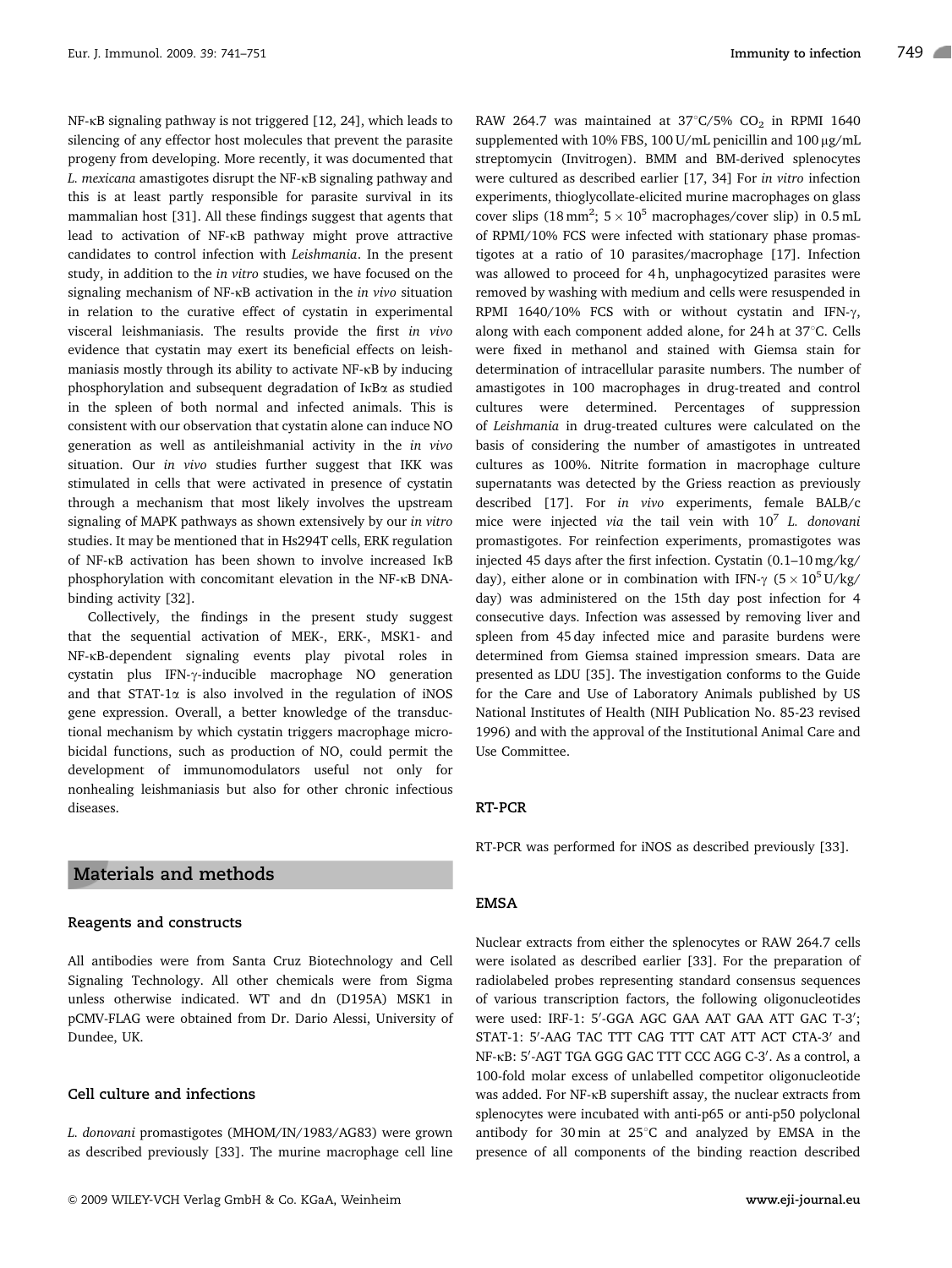NF-κB signaling pathway is not triggered [12, 24], which leads to silencing of any effector host molecules that prevent the parasite progeny from developing. More recently, it was documented that *L. mexicana* amastigotes disrupt the NF-κB signaling pathway and this is at least partly responsible for parasite survival in its mammalian host [31]. All these findings suggest that agents that lead to activation of NF-κB pathway might prove attractive candidates to control infection with *Leishmania*. In the present study, in addition to the *in vitro* studies, we have focused on the signaling mechanism of NF-κB activation in the *in vivo* situation in relation to the curative effect of cystatin in experimental visceral leishmaniasis. The results provide the first *in vivo* evidence that cystatin may exert its beneficial effects on leishmaniasis mostly through its ability to activate NF-κB by inducing phosphorylation and subsequent degradation of IκBα as studied in the spleen of both normal and infected animals. This is consistent with our observation that cystatin alone can induce NO generation as well as antileishmanial activity in the *in vivo* situation. Our *in vivo* studies further suggest that IKK was stimulated in cells that were activated in presence of cystatin through a mechanism that most likely involves the upstream signaling of MAPK pathways as shown extensively by our *in vitro* studies. It may be mentioned that in Hs294T cells, ERK regulation of NF-κB activation has been shown to involve increased IκB phosphorylation with concomitant elevation in the NF-κB DNA-binding activity [32].

Collectively, the findings in the present study suggest that the sequential activation of MEK-, ERK-, MSK1- and NF-κB-dependent signaling events play pivotal roles in cystatin plus IFN-γ-inducible macrophage NO generation and that STAT-1α is also involved in the regulation of iNOS gene expression. Overall, a better knowledge of the transductional mechanism by which cystatin triggers macrophage microbicidal functions, such as production of NO, could permit the development of immunomodulators useful not only for nonhealing leishmaniasis but also for other chronic infectious diseases.

## Materials and methods

### Reagents and constructs

All antibodies were from Santa Cruz Biotechnology and Cell Signaling Technology. All other chemicals were from Sigma unless otherwise indicated. WT and dn (D195A) MSK1 in pCMV-FLAG were obtained from Dr. Dario Alessi, University of Dundee, UK.

### Cell culture and infections

*L. donovani* promastigotes (MHOM/IN/1983/AG83) were grown as described previously [33]. The murine macrophage cell line RAW 264.7 was maintained at 37°C/5% $CO_2$ in RPMI 1640 supplemented with 10% FBS, 100 U/mL penicillin and 100 μg/mL streptomycin (Invitrogen). BMM and BM-derived splenocytes were cultured as described earlier [17, 34] For *in vitro* infection experiments, thioglycollate-elicited murine macrophages on glass cover slips (18 $mm^2$; $5 \times 10^5$ macrophages/cover slip) in 0.5 mL of RPMI/10% FCS were infected with stationary phase promastigotes at a ratio of 10 parasites/macrophage [17]. Infection was allowed to proceed for 4 h, unphagocytized parasites were removed by washing with medium and cells were resuspended in RPMI 1640/10% FCS with or without cystatin and IFN-γ, along with each component added alone, for 24 h at 37°C. Cells were fixed in methanol and stained with Giemsa stain for determination of intracellular parasite numbers. The number of amastigotes in 100 macrophages in drug-treated and control cultures were determined. Percentages of suppression of *Leishmania* in drug-treated cultures were calculated on the basis of considering the number of amastigotes in untreated cultures as 100%. Nitrite formation in macrophage culture supernatants was detected by the Griess reaction as previously described [17]. For *in vivo* experiments, female BALB/c mice were injected *via* the tail vein with $10^7$ *L. donovani* promastigotes. For reinfection experiments, promastigotes was injected 45 days after the first infection. Cystatin (0.1–10 mg/kg/day), either alone or in combination with IFN-γ ($5 \times 10^5$ U/kg/day) was administered on the 15th day post infection for 4 consecutive days. Infection was assessed by removing liver and spleen from 45 day infected mice and parasite burdens were determined from Giemsa stained impression smears. Data are presented as LDU [35]. The investigation conforms to the Guide for the Care and Use of Laboratory Animals published by US National Institutes of Health (NIH Publication No. 85-23 revised 1996) and with the approval of the Institutional Animal Care and Use Committee.

### RT-PCR

RT-PCR was performed for iNOS as described previously [33].

### EMSA

Nuclear extracts from either the splenocytes or RAW 264.7 cells were isolated as described earlier [33]. For the preparation of radiolabeled probes representing standard consensus sequences of various transcription factors, the following oligonucleotides were used: IRF-1: 5′-GGA AGC GAA AAT GAA ATT GAC T-3′; STAT-1: 5′-AAG TAC TTT CAG TTT CAT ATT ACT CTA-3′ and NF-κB: 5′-AGT TGA GGG GAC TTT CCC AGG C-3′. As a control, a 100-fold molar excess of unlabelled competitor oligonucleotide was added. For NF-κB supershift assay, the nuclear extracts from splenocytes were incubated with anti-p65 or anti-p50 polyclonal antibody for 30 min at 25°C and analyzed by EMSA in the presence of all components of the binding reaction described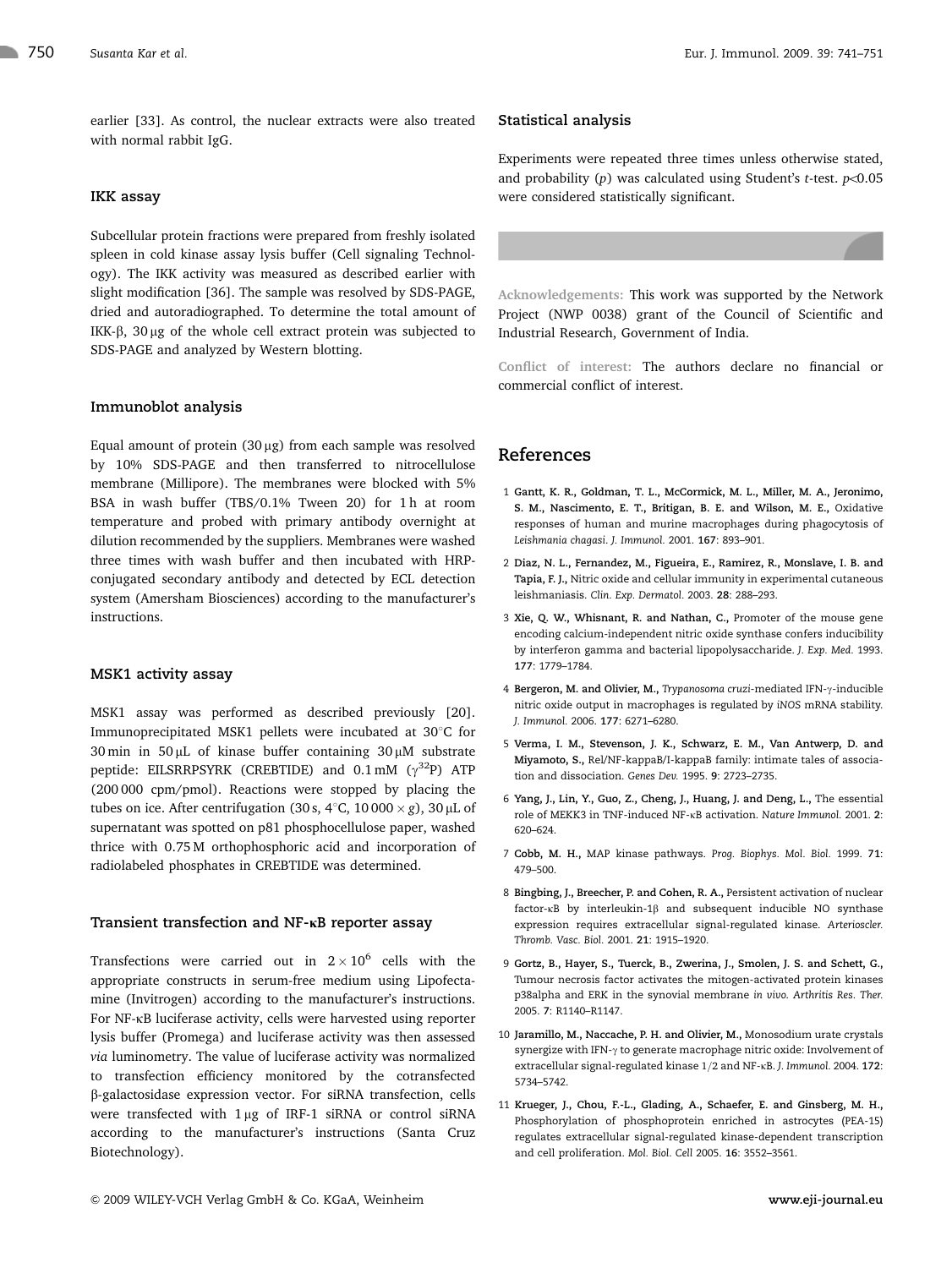earlier [33]. As control, the nuclear extracts were also treated with normal rabbit IgG.

### IKK assay

Subcellular protein fractions were prepared from freshly isolated spleen in cold kinase assay lysis buffer (Cell signaling Technology). The IKK activity was measured as described earlier with slight modification [36]. The sample was resolved by SDS-PAGE, dried and autoradiographed. To determine the total amount of IKK-β, 30 μg of the whole cell extract protein was subjected to SDS-PAGE and analyzed by Western blotting.

### Immunoblot analysis

Equal amount of protein (30 μg) from each sample was resolved by 10% SDS-PAGE and then transferred to nitrocellulose membrane (Millipore). The membranes were blocked with 5% BSA in wash buffer (TBS/0.1% Tween 20) for 1 h at room temperature and probed with primary antibody overnight at dilution recommended by the suppliers. Membranes were washed three times with wash buffer and then incubated with HRP-conjugated secondary antibody and detected by ECL detection system (Amersham Biosciences) according to the manufacturer's instructions.

### MSK1 activity assay

MSK1 assay was performed as described previously [20]. Immunoprecipitated MSK1 pellets were incubated at 30°C for 30 min in 50 μL of kinase buffer containing 30 μM substrate peptide: EILSRRPSYRK (CREBTIDE) and 0.1 mM ($\gamma^{32}$P) ATP (200 000 cpm/pmol). Reactions were stopped by placing the tubes on ice. After centrifugation (30 s, 4°C, 10 000 × *g*), 30 μL of supernatant was spotted on p81 phosphocellulose paper, washed thrice with 0.75 M orthophosphoric acid and incorporation of radiolabeled phosphates in CREBTIDE was determined.

### Transient transfection and NF-κB reporter assay

Transfections were carried out in $2 \times 10^6$ cells with the appropriate constructs in serum-free medium using Lipofectamine (Invitrogen) according to the manufacturer's instructions. For NF-κB luciferase activity, cells were harvested using reporter lysis buffer (Promega) and luciferase activity was then assessed *via* luminometry. The value of luciferase activity was normalized to transfection efficiency monitored by the cotransfected β-galactosidase expression vector. For siRNA transfection, cells were transfected with 1 μg of IRF-1 siRNA or control siRNA according to the manufacturer's instructions (Santa Cruz Biotechnology).

### Statistical analysis

Experiments were repeated three times unless otherwise stated, and probability (*p*) was calculated using Student's *t*-test. $p<0.05$ were considered statistically significant.

**Acknowledgements:** This work was supported by the Network Project (NWP 0038) grant of the Council of Scientific and Industrial Research, Government of India.

**Conflict of interest:** The authors declare no financial or commercial conflict of interest.

## References

1 **Gantt, K. R., Goldman, T. L., McCormick, M. L., Miller, M. A., Jeronimo, S. M., Nascimento, E. T., Britigan, B. E. and Wilson, M. E.,** Oxidative responses of human and murine macrophages during phagocytosis of *Leishmania chagasi*. *J. Immunol.* 2001. **167**: 893–901.

2 **Diaz, N. L., Fernandez, M., Figueira, E., Ramirez, R., Monslave, I. B. and Tapia, F. J.,** Nitric oxide and cellular immunity in experimental cutaneous leishmaniasis. *Clin. Exp. Dermatol.* 2003. **28**: 288–293.

3 **Xie, Q. W., Whisnant, R. and Nathan, C.,** Promoter of the mouse gene encoding calcium-independent nitric oxide synthase confers inducibility by interferon gamma and bacterial lipopolysaccharide. *J. Exp. Med.* 1993. **177**: 1779–1784.

4 **Bergeron, M. and Olivier, M.,** *Trypanosoma cruzi*-mediated IFN-γ-inducible nitric oxide output in macrophages is regulated by iNOS mRNA stability. *J. Immunol.* 2006. **177**: 6271–6280.

5 **Verma, I. M., Stevenson, J. K., Schwarz, E. M., Van Antwerp, D. and Miyamoto, S.,** Rel/NF-kappaB/I-kappaB family: intimate tales of association and dissociation. *Genes Dev.* 1995. **9**: 2723–2735.

6 **Yang, J., Lin, Y., Guo, Z., Cheng, J., Huang, J. and Deng, L.,** The essential role of MEKK3 in TNF-induced NF-κB activation. *Nature Immunol.* 2001. **2**: 620–624.

7 **Cobb, M. H.,** MAP kinase pathways. *Prog. Biophys. Mol. Biol.* 1999. **71**: 479–500.

8 **Bingbing, J., Breecher, P. and Cohen, R. A.,** Persistent activation of nuclear factor-κB by interleukin-1β and subsequent inducible NO synthase expression requires extracellular signal-regulated kinase. *Arterioscler. Thromb. Vasc. Biol.* 2001. **21**: 1915–1920.

9 **Gortz, B., Hayer, S., Tuerck, B., Zwerina, J., Smolen, J. S. and Schett, G.,** Tumour necrosis factor activates the mitogen-activated protein kinases p38alpha and ERK in the synovial membrane *in vivo*. *Arthritis Res. Ther.* 2005. **7**: R1140–R1147.

10 **Jaramillo, M., Naccache, P. H. and Olivier, M.,** Monosodium urate crystals synergize with IFN-γ to generate macrophage nitric oxide: Involvement of extracellular signal-regulated kinase 1/2 and NF-κB. *J. Immunol.* 2004. **172**: 5734–5742.

11 **Krueger, J., Chou, F.-L., Glading, A., Schaefer, E. and Ginsberg, M. H.,** Phosphorylation of phosphoprotein enriched in astrocytes (PEA-15) regulates extracellular signal-regulated kinase-dependent transcription and cell proliferation. *Mol. Biol. Cell* 2005. **16**: 3552–3561.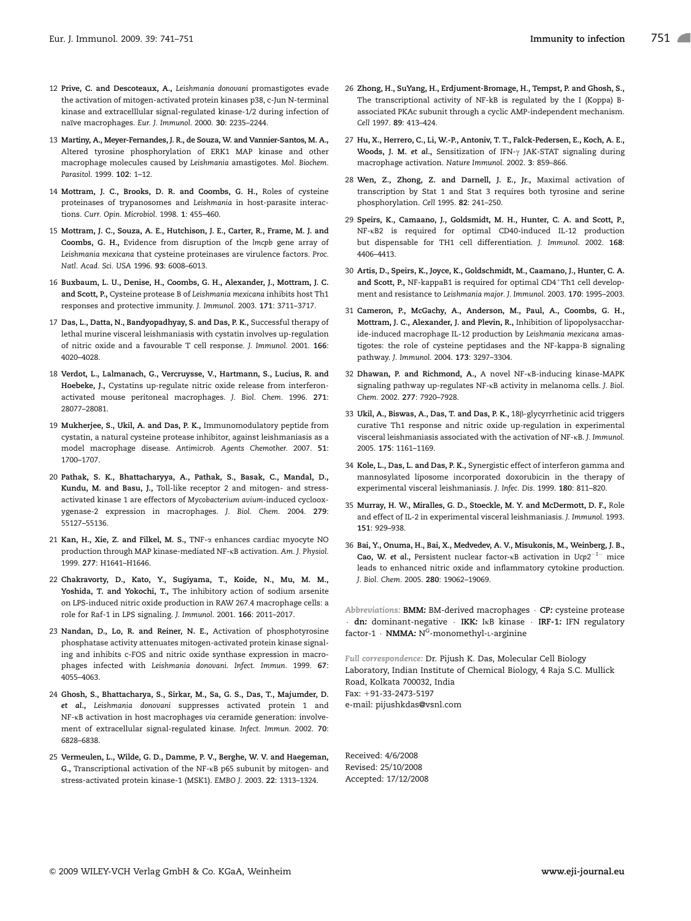12 **Prive, C. and Descoteaux, A.,** *Leishmania donovani* promastigotes evade the activation of mitogen-activated protein kinases p38, c-Jun N-terminal kinase and extracelllular signal-regulated kinase-1/2 during infection of naïve macrophages. *Eur. J. Immunol.* 2000. **30**: 2235–2244.

13 **Martiny, A., Meyer-Fernandes, J. R., de Souza, W. and Vannier-Santos, M. A.,** Altered tyrosine phosphorylation of ERK1 MAP kinase and other macrophage molecules caused by *Leishmania* amastigotes. *Mol. Biochem. Parasitol.* 1999. **102**: 1–12.

14 **Mottram, J. C., Brooks, D. R. and Coombs, G. H.,** Roles of cysteine proteinases of trypanosomes and *Leishmania* in host-parasite interactions. *Curr. Opin. Microbiol.* 1998. **1**: 455–460.

15 **Mottram, J. C., Souza, A. E., Hutchison, J. E., Carter, R., Frame, M. J. and Coombs, G. H.,** Evidence from disruption of the *lmcpb* gene array of *Leishmania mexicana* that cysteine proteinases are virulence factors. *Proc. Natl. Acad. Sci. USA* 1996. **93**: 6008–6013.

16 **Buxbaum, L. U., Denise, H., Coombs, G. H., Alexander, J., Mottram, J. C. and Scott, P.,** Cysteine protease B of *Leishmania mexicana* inhibits host Th1 responses and protective immunity. *J. Immunol.* 2003. **171**: 3711–3717.

17 **Das, L., Datta, N., Bandyopadhyay, S. and Das, P. K.,** Successful therapy of lethal murine visceral leishmaniasis with cystatin involves up-regulation of nitric oxide and a favourable T cell response. *J. Immunol.* 2001. **166**: 4020–4028.

18 **Verdot, L., Lalmanach, G., Vercruysse, V., Hartmann, S., Lucius, R. and Hoebeke, J.,** Cystatins up-regulate nitric oxide release from interferon-activated mouse peritoneal macrophages. *J. Biol. Chem.* 1996. **271**: 28077–28081.

19 **Mukherjee, S., Ukil, A. and Das, P. K.,** Immunomodulatory peptide from cystatin, a natural cysteine protease inhibitor, against leishmaniasis as a model macrophage disease. *Antimicrob. Agents Chemother.* 2007. **51**: 1700–1707.

20 **Pathak, S. K., Bhattacharyya, A., Pathak, S., Basak, C., Mandal, D., Kundu, M. and Basu, J.,** Toll-like receptor 2 and mitogen- and stress-activated kinase 1 are effectors of *Mycobacterium avium*-induced cyclooxygenase-2 expression in macrophages. *J. Biol. Chem.* 2004. **279**: 55127–55136.

21 **Kan, H., Xie, Z. and Filkel, M. S.,** TNF-$\alpha$ enhances cardiac myocyte NO production through MAP kinase-mediated NF-κB activation. *Am. J. Physiol.* 1999. **277**: H1641–H1646.

22 **Chakravorty, D., Kato, Y., Sugiyama, T., Koide, N., Mu, M. M., Yoshida, T. and Yokochi, T.,** The inhibitory action of sodium arsenite on LPS-induced nitric oxide production in RAW 267.4 macrophage cells: a role for Raf-1 in LPS signaling. *J. Immunol.* 2001. **166**: 2011–2017.

23 **Nandan, D., Lo, R. and Reiner, N. E.,** Activation of phosphotyrosine phosphatase activity attenuates mitogen-activated protein kinase signaling and inhibits c-FOS and nitric oxide synthase expression in macrophages infected with *Leishmania donovani*. *Infect. Immun.* 1999. **67**: 4055–4063.

24 **Ghosh, S., Bhattacharya, S., Sirkar, M., Sa, G. S., Das, T., Majumder, D. *et al.*,** *Leishmania donovani* suppresses activated protein 1 and NF-κB activation in host macrophages *via* ceramide generation: involvement of extracellular signal-regulated kinase. *Infect. Immun.* 2002. **70**: 6828–6838.

25 **Vermeulen, L., Wilde, G. D., Damme, P. V., Berghe, W. V. and Haegeman, G.,** Transcriptional activation of the NF-κB p65 subunit by mitogen- and stress-activated protein kinase-1 (MSK1). *EMBO J.* 2003. **22**: 1313–1324.

26 **Zhong, H., SuYang, H., Erdjument-Bromage, H., Tempst, P. and Ghosh, S.,** The transcriptional activity of NF-kB is regulated by the I (Koppa) B-associated PKAc subunit through a cyclic AMP-independent mechanism. *Cell* 1997. **89**: 413–424.

27 **Hu, X., Herrero, C., Li, W.-P., Antoniv, T. T., Falck-Pedersen, E., Koch, A. E., Woods, J. M. *et al.*,** Sensitization of IFN-$\gamma$ JAK-STAT signaling during macrophage activation. *Nature Immunol.* 2002. **3**: 859–866.

28 **Wen, Z., Zhong, Z. and Darnell, J. E., Jr.,** Maximal activation of transcription by Stat 1 and Stat 3 requires both tyrosine and serine phosphorylation. *Cell* 1995. **82**: 241–250.

29 **Speirs, K., Camaano, J., Goldsmidt, M. H., Hunter, C. A. and Scott, P.,** NF-κB2 is required for optimal CD40-induced IL-12 production but dispensable for TH1 cell differentiation. *J. Immunol.* 2002. **168**: 4406–4413.

30 **Artis, D., Speirs, K., Joyce, K., Goldschmidt, M., Caamano, J., Hunter, C. A. and Scott, P.,** NF-kappaB1 is required for optimal CD4$^{+}$Th1 cell development and resistance to *Leishmania major*. *J. Immunol.* 2003. **170**: 1995–2003.

31 **Cameron, P., McGachy, A., Anderson, M., Paul, A., Coombs, G. H., Mottram, J. C., Alexander, J. and Plevin, R.,** Inhibition of lipopolysaccharide-induced macrophage IL-12 production by *Leishmania mexicana* amastigotes: the role of cysteine peptidases and the NF-kappa-B signaling pathway. *J. Immunol.* 2004. **173**: 3297–3304.

32 **Dhawan, P. and Richmond, A.,** A novel NF-κB-inducing kinase-MAPK signaling pathway up-regulates NF-κB activity in melanoma cells. *J. Biol. Chem.* 2002. **277**: 7920–7928.

33 **Ukil, A., Biswas, A., Das, T. and Das, P. K.,** 18β-glycyrrhetinic acid triggers curative Th1 response and nitric oxide up-regulation in experimental visceral leishmaniasis associated with the activation of NF-κB. *J. Immunol.* 2005. **175**: 1161–1169.

34 **Kole, L., Das, L. and Das, P. K.,** Synergistic effect of interferon gamma and mannosylated liposome incorporated doxorubicin in the therapy of experimental visceral leishmaniasis. *J. Infec. Dis.* 1999. **180**: 811–820.

35 **Murray, H. W., Miralles, G. D., Stoeckle, M. Y. and McDermott, D. F.,** Role and effect of IL-2 in experimental visceral leishmaniasis. *J. Immunol.* 1993. **151**: 929–938.

36 **Bai, Y., Onuma, H., Bai, X., Medvedev, A. V., Misukonis, M., Weinberg, J. B., Cao, W. *et al.*,** Persistent nuclear factor-κB activation in *Ucp2*$^{-1-}$ mice leads to enhanced nitric oxide and inflammatory cytokine production. *J. Biol. Chem.* 2005. **280**: 19062–19069.

*Abbreviations:* **BMM:** BM-derived macrophages · **CP:** cysteine protease · **dn:** dominant-negative · **IKK:** IκB kinase · **IRF-1:** IFN regulatory factor-1 · **NMMA:** N$^{G}$-monomethyl-L-arginine

*Full correspondence:* Dr. Pijush K. Das, Molecular Cell Biology Laboratory, Indian Institute of Chemical Biology, 4 Raja S.C. Mullick Road, Kolkata 700032, India
Fax: +91-33-2473-5197
e-mail: pijushkdas@vsnl.com

Received: 4/6/2008
Revised: 25/10/2008
Accepted: 17/12/2008